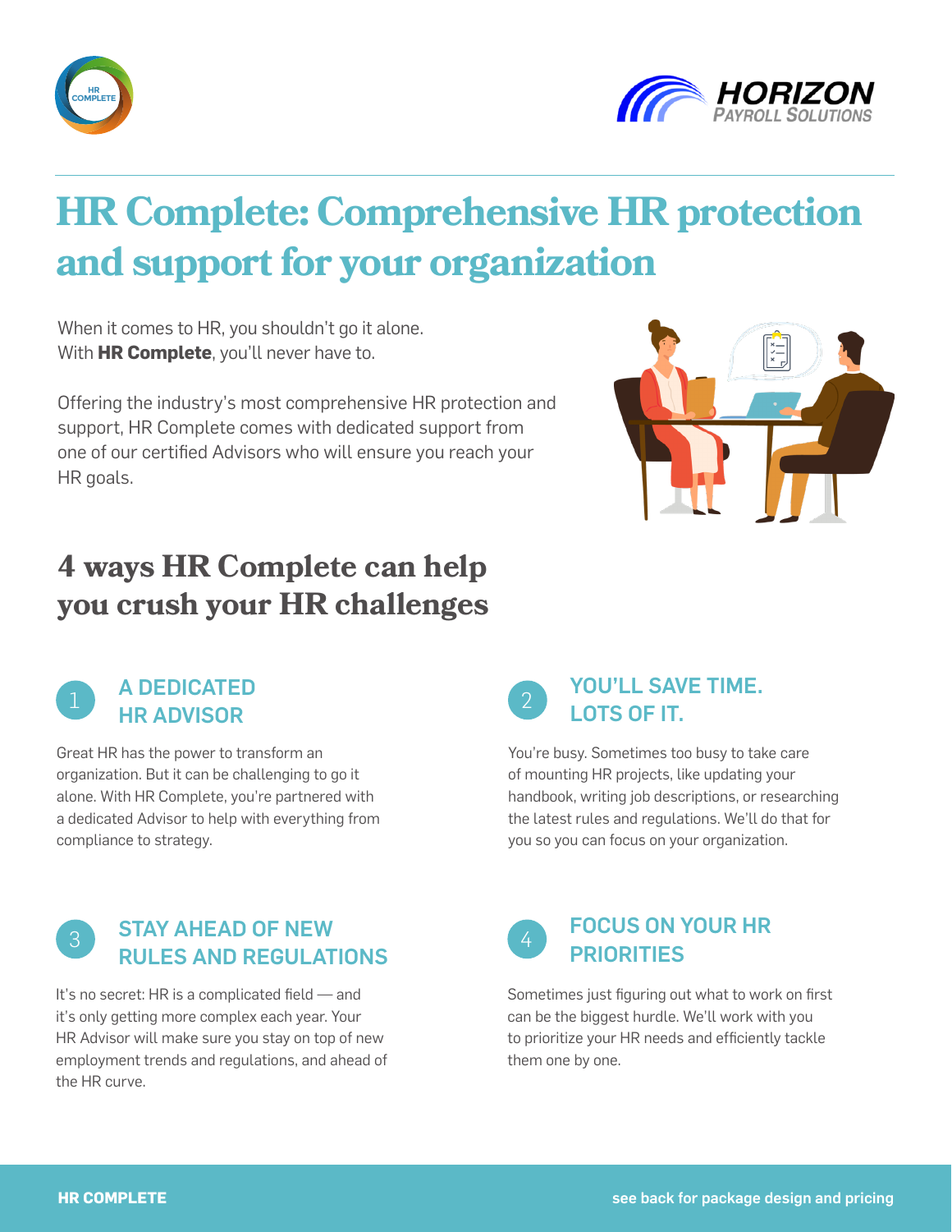# HR Complete: Comprehensive HR protection and support for your organization

When it comes to HR, you shouldn't go it alone.
With **HR Complete**, you'll never have to.

Offering the industry's most comprehensive HR protection and support, HR Complete comes with dedicated support from one of our certified Advisors who will ensure you reach your HR goals.

## 4 ways HR Complete can help you crush your HR challenges

### 1 A DEDICATED HR ADVISOR

Great HR has the power to transform an organization. But it can be challenging to go it alone. With HR Complete, you're partnered with a dedicated Advisor to help with everything from compliance to strategy.

### 2 YOU'LL SAVE TIME. LOTS OF IT.

You're busy. Sometimes too busy to take care of mounting HR projects, like updating your handbook, writing job descriptions, or researching the latest rules and regulations. We'll do that for you so you can focus on your organization.

### 3 STAY AHEAD OF NEW RULES AND REGULATIONS

It's no secret: HR is a complicated field — and it's only getting more complex each year. Your HR Advisor will make sure you stay on top of new employment trends and regulations, and ahead of the HR curve.

### 4 FOCUS ON YOUR HR PRIORITIES

Sometimes just figuring out what to work on first can be the biggest hurdle. We'll work with you to prioritize your HR needs and efficiently tackle them one by one.

see back for package design and pricing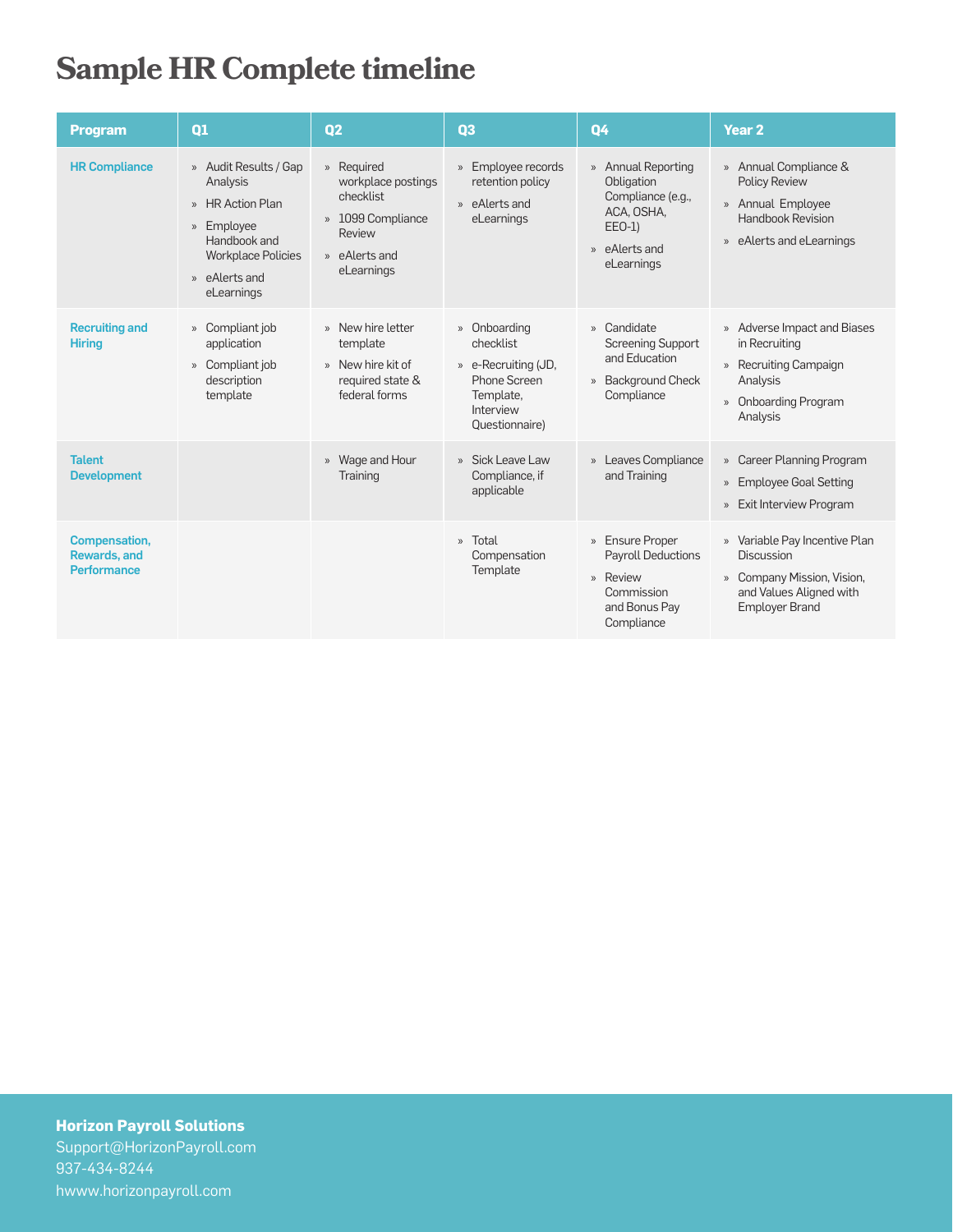# Sample HR Complete timeline

| Program | Q1 | Q2 | Q3 | Q4 | Year 2 |
|---|---|---|---|---|---|
| **HR Compliance** | » Audit Results / Gap Analysis<br>» HR Action Plan<br>» Employee Handbook and Workplace Policies<br>» eAlerts and eLearnings | » Required workplace postings checklist<br>» 1099 Compliance Review<br>» eAlerts and eLearnings | » Employee records retention policy<br>» eAlerts and eLearnings | » Annual Reporting Obligation Compliance (e.g., ACA, OSHA, EEO-1)<br>» eAlerts and eLearnings | » Annual Compliance & Policy Review<br>» Annual Employee Handbook Revision<br>» eAlerts and eLearnings |
| **Recruiting and Hiring** | » Compliant job application<br>» Compliant job description template | » New hire letter template<br>» New hire kit of required state & federal forms | » Onboarding checklist<br>» e-Recruiting (JD, Phone Screen Template, Interview Questionnaire) | » Candidate Screening Support and Education<br>» Background Check Compliance | » Adverse Impact and Biases in Recruiting<br>» Recruiting Campaign Analysis<br>» Onboarding Program Analysis |
| **Talent Development** | | » Wage and Hour Training | » Sick Leave Law Compliance, if applicable | » Leaves Compliance and Training | » Career Planning Program<br>» Employee Goal Setting<br>» Exit Interview Program |
| **Compensation, Rewards, and Performance** | | | » Total Compensation Template | » Ensure Proper Payroll Deductions<br>» Review Commission and Bonus Pay Compliance | » Variable Pay Incentive Plan Discussion<br>» Company Mission, Vision, and Values Aligned with Employer Brand |

**Horizon Payroll Solutions**
Support@HorizonPayroll.com
937-434-8244
hwww.horizonpayroll.com